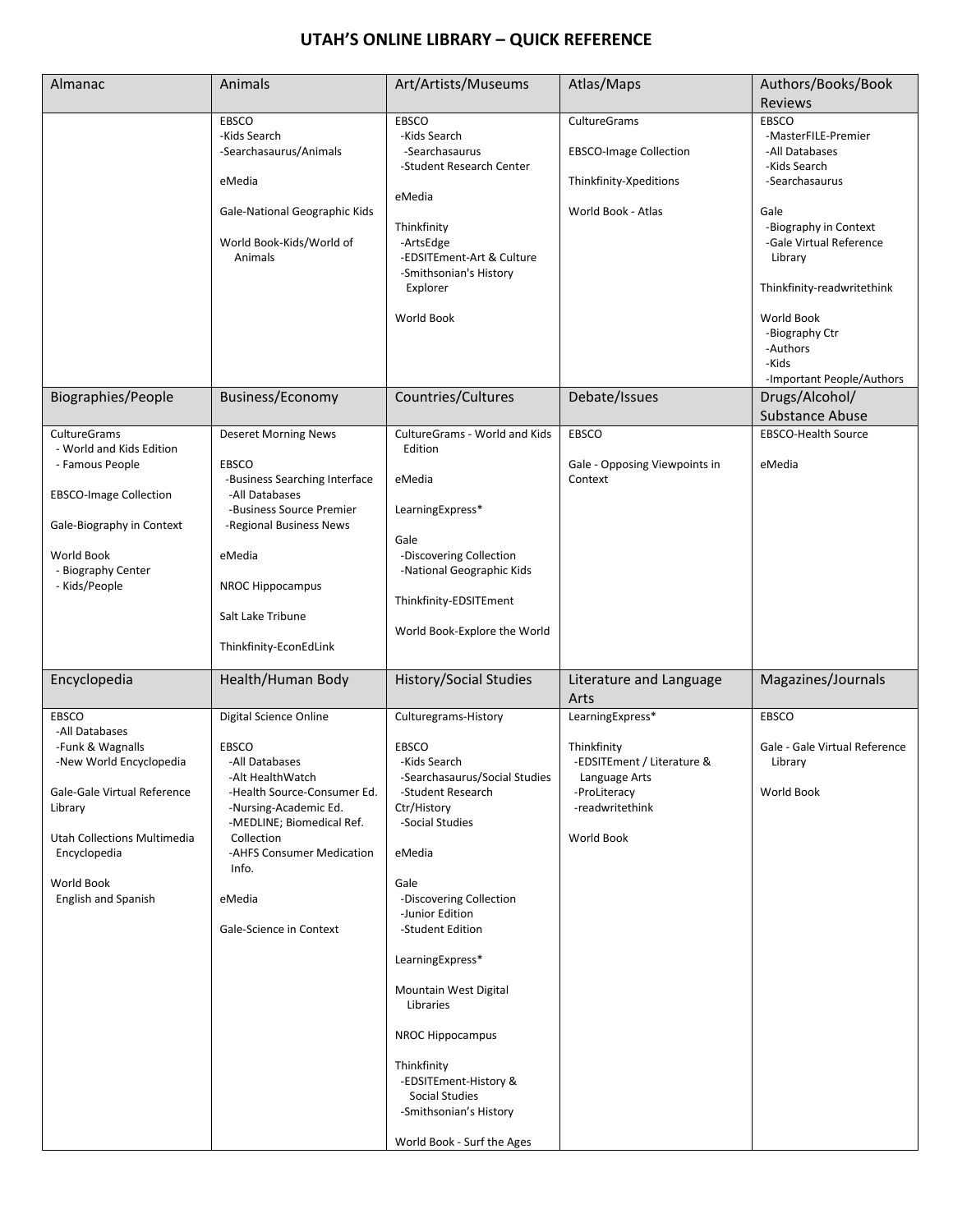# UTAH'S ONLINE LIBRARY – QUICK REFERENCE

| Almanac | Animals | Art/Artists/Museums | Atlas/Maps | Authors/Books/Book Reviews |
|---|---|---|---|---|
| | EBSCO<br>-Kids Search<br>-Searchasaurus/Animals<br><br>eMedia<br><br>Gale-National Geographic Kids<br><br>World Book-Kids/World of Animals | EBSCO<br>-Kids Search<br>-Searchasaurus<br>-Student Research Center<br><br>eMedia<br><br>Thinkfinity<br>-ArtsEdge<br>-EDSITEment-Art & Culture<br>-Smithsonian's History Explorer<br><br>World Book | CultureGrams<br><br>EBSCO-Image Collection<br><br>Thinkfinity-Xpeditions<br><br>World Book - Atlas | EBSCO<br>-MasterFILE-Premier<br>-All Databases<br>-Kids Search<br>-Searchasaurus<br><br>Gale<br>-Biography in Context<br>-Gale Virtual Reference Library<br><br>Thinkfinity-readwritethink<br><br>World Book<br>-Biography Ctr<br>-Authors<br>-Kids<br>-Important People/Authors |
| **Biographies/People** | **Business/Economy** | **Countries/Cultures** | **Debate/Issues** | **Drugs/Alcohol/ Substance Abuse** |
| CultureGrams<br>- World and Kids Edition<br>- Famous People<br><br>EBSCO-Image Collection<br><br>Gale-Biography in Context<br><br>World Book<br>- Biography Center<br>- Kids/People | Deseret Morning News<br><br>EBSCO<br>-Business Searching Interface<br>-All Databases<br>-Business Source Premier<br>-Regional Business News<br><br>eMedia<br><br>NROC Hippocampus<br><br>Salt Lake Tribune<br><br>Thinkfinity-EconEdLink | CultureGrams - World and Kids Edition<br><br>eMedia<br><br>LearningExpress*<br><br>Gale<br>-Discovering Collection<br>-National Geographic Kids<br><br>Thinkfinity-EDSITEment<br><br>World Book-Explore the World | EBSCO<br><br>Gale - Opposing Viewpoints in Context | EBSCO-Health Source<br><br>eMedia |
| **Encyclopedia** | **Health/Human Body** | **History/Social Studies** | **Literature and Language Arts** | **Magazines/Journals** |
| EBSCO<br>-All Databases<br>-Funk & Wagnalls<br>-New World Encyclopedia<br><br>Gale-Gale Virtual Reference Library<br><br>Utah Collections Multimedia Encyclopedia<br><br>World Book<br>English and Spanish | Digital Science Online<br><br>EBSCO<br>-All Databases<br>-Alt HealthWatch<br>-Health Source-Consumer Ed.<br>-Nursing-Academic Ed.<br>-MEDLINE; Biomedical Ref. Collection<br>-AHFS Consumer Medication Info.<br><br>eMedia<br><br>Gale-Science in Context | Culturegrams-History<br><br>EBSCO<br>-Kids Search<br>-Searchasaurus/Social Studies<br>-Student Research Ctr/History<br>-Social Studies<br><br>eMedia<br><br>Gale<br>-Discovering Collection<br>-Junior Edition<br>-Student Edition<br><br>LearningExpress*<br><br>Mountain West Digital Libraries<br><br>NROC Hippocampus<br><br>Thinkfinity<br>-EDSITEment-History & Social Studies<br>-Smithsonian's History<br><br>World Book - Surf the Ages | LearningExpress*<br><br>Thinkfinity<br>-EDSITEment / Literature & Language Arts<br>-ProLiteracy<br>-readwritethink<br><br>World Book | EBSCO<br><br>Gale - Gale Virtual Reference Library<br><br>World Book |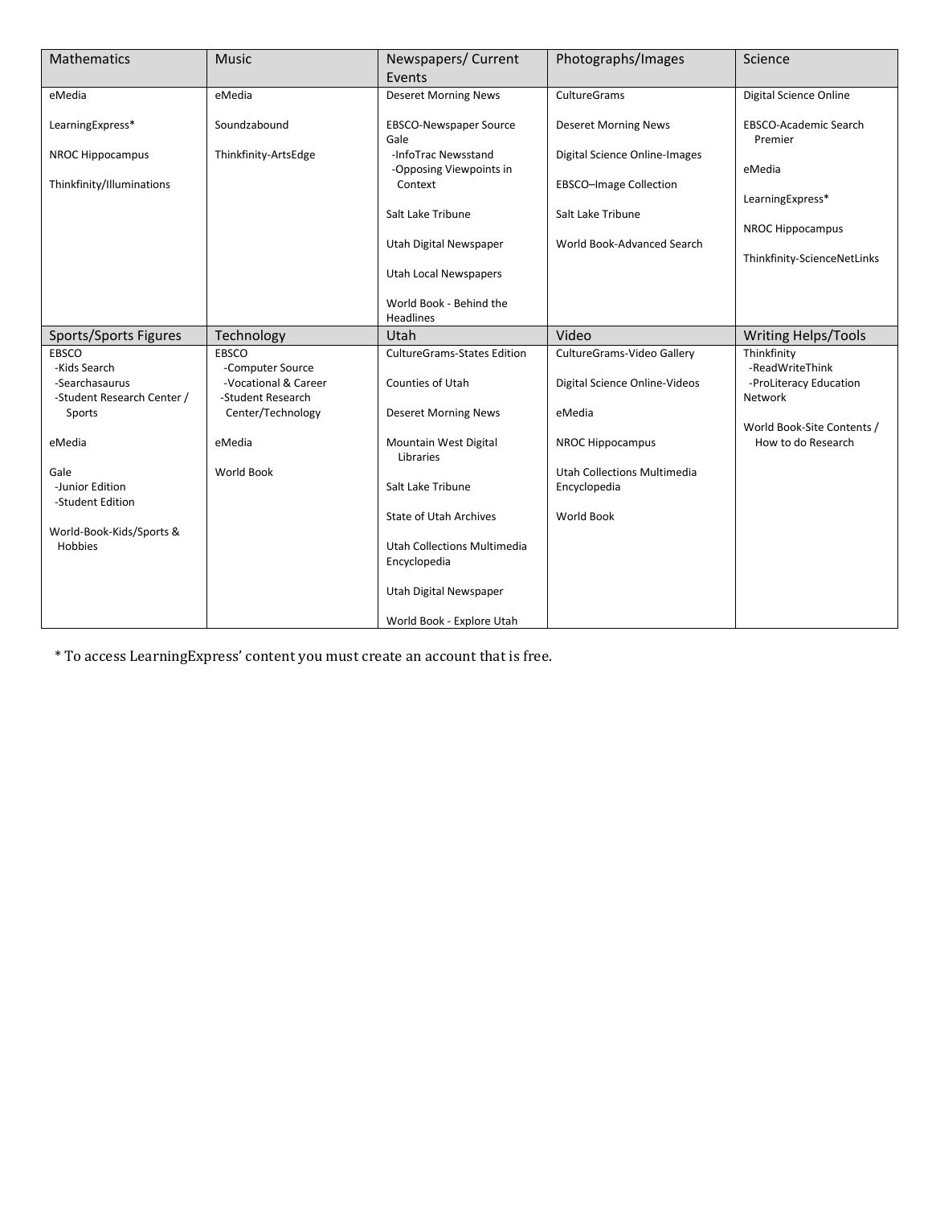| Mathematics | Music | Newspapers/ Current Events | Photographs/Images | Science |
|---|---|---|---|---|
| eMedia<br><br>LearningExpress*<br><br>NROC Hippocampus<br><br>Thinkfinity/Illuminations | eMedia<br><br>Soundzabound<br><br>Thinkfinity-ArtsEdge | Deseret Morning News<br><br>EBSCO-Newspaper Source<br>Gale<br>-InfoTrac Newsstand<br>-Opposing Viewpoints in Context<br><br>Salt Lake Tribune<br><br>Utah Digital Newspaper<br><br>Utah Local Newspapers<br><br>World Book - Behind the Headlines | CultureGrams<br><br>Deseret Morning News<br><br>Digital Science Online-Images<br><br>EBSCO–Image Collection<br><br>Salt Lake Tribune<br><br>World Book-Advanced Search | Digital Science Online<br><br>EBSCO-Academic Search Premier<br><br>eMedia<br><br>LearningExpress*<br><br>NROC Hippocampus<br><br>Thinkfinity-ScienceNetLinks |
| **Sports/Sports Figures** | **Technology** | **Utah** | **Video** | **Writing Helps/Tools** |
| EBSCO<br>-Kids Search<br>-Searchasaurus<br>-Student Research Center / Sports<br><br>eMedia<br><br>Gale<br>-Junior Edition<br>-Student Edition<br><br>World-Book-Kids/Sports & Hobbies | EBSCO<br>-Computer Source<br>-Vocational & Career<br>-Student Research Center/Technology<br><br>eMedia<br><br>World Book | CultureGrams-States Edition<br><br>Counties of Utah<br><br>Deseret Morning News<br><br>Mountain West Digital Libraries<br><br>Salt Lake Tribune<br><br>State of Utah Archives<br><br>Utah Collections Multimedia Encyclopedia<br><br>Utah Digital Newspaper<br><br>World Book - Explore Utah | CultureGrams-Video Gallery<br><br>Digital Science Online-Videos<br><br>eMedia<br><br>NROC Hippocampus<br><br>Utah Collections Multimedia Encyclopedia<br><br>World Book | Thinkfinity<br>-ReadWriteThink<br>-ProLiteracy Education Network<br><br>World Book-Site Contents / How to do Research |

* To access LearningExpress' content you must create an account that is free.